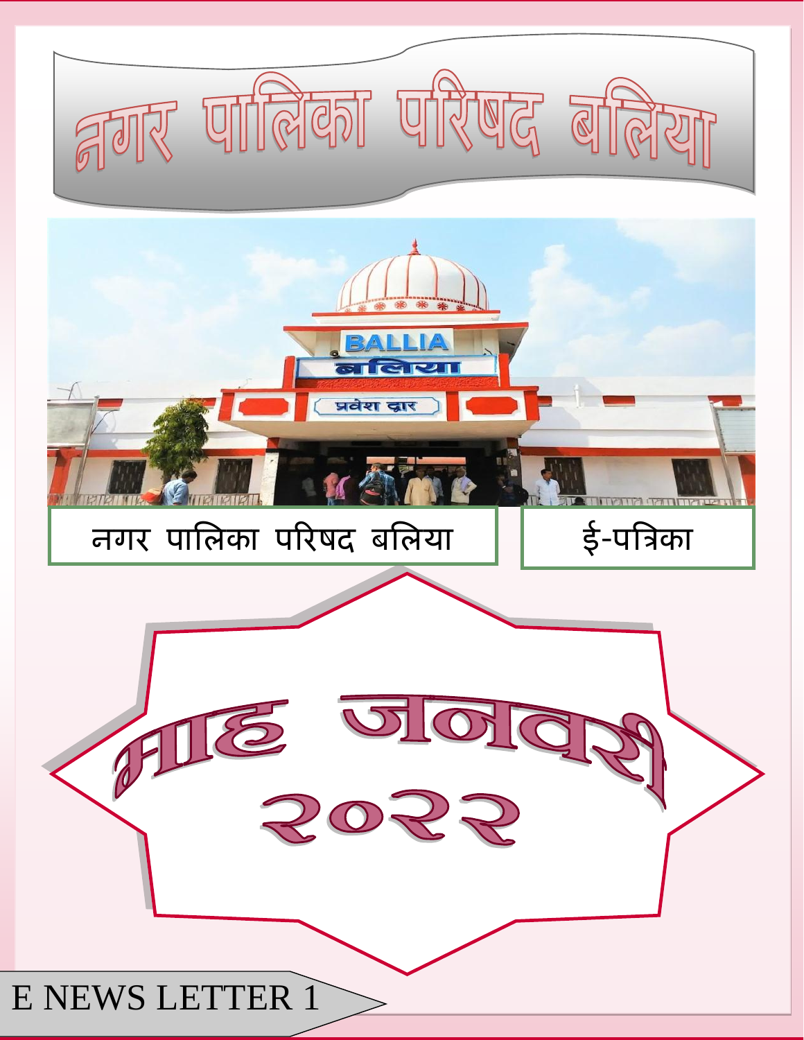# नगर पालिका परिषद बलिया

नगर पालिका परिषद बलिया

ई-पत्रिका

## माह जनवरी २०२२

E NEWS LETTER 1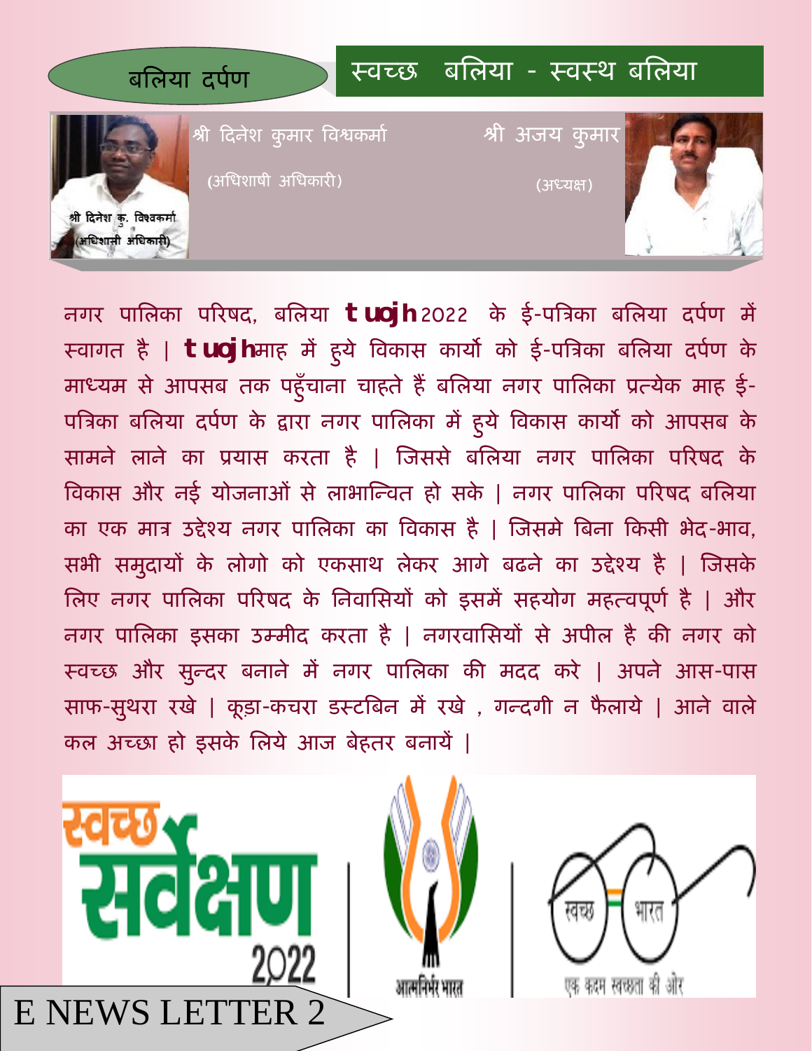बलिया दर्पण

# स्वच्छ बलिया - स्वस्थ बलिया

श्री दिनेश कुमार विश्वकर्मा

(अधिशाषी अधिकारी)

श्री अजय कुमार

(अध्यक्ष)

नगर पालिका परिषद, बलिया **tuojh** 2022 के ई-पत्रिका बलिया दर्पण में स्वागत है | **tuojh** माह में हुये विकास कार्यो को ई-पत्रिका बलिया दर्पण के माध्यम से आपसब तक पहुँचाना चाहते हैं बलिया नगर पालिका प्रत्येक माह ई-पत्रिका बलिया दर्पण के द्वारा नगर पालिका में हुये विकास कार्यो को आपसब के सामने लाने का प्रयास करता है | जिससे बलिया नगर पालिका परिषद के विकास और नई योजनाओं से लाभान्वित हो सके | नगर पालिका परिषद बलिया का एक मात्र उद्देश्य नगर पालिका का विकास है | जिसमे बिना किसी भेद-भाव, सभी समुदायों के लोगो को एकसाथ लेकर आगे बढने का उद्देश्य है | जिसके लिए नगर पालिका परिषद के निवासियों को इसमें सहयोग महत्वपूर्ण है | और नगर पालिका इसका उम्मीद करता है | नगरवासियों से अपील है की नगर को स्वच्छ और सुन्दर बनाने में नगर पालिका की मदद करे | अपने आस-पास साफ-सुथरा रखे | कूड़ा-कचरा डस्टबिन में रखे , गन्दगी न फैलाये | आने वाले कल अच्छा हो इसके लिये आज बेहतर बनायें |

स्वच्छ सर्वेक्षण 2022

आत्मनिर्भर भारत

स्वच्छ भारत - एक कदम स्वच्छता की ओर

E NEWS LETTER 2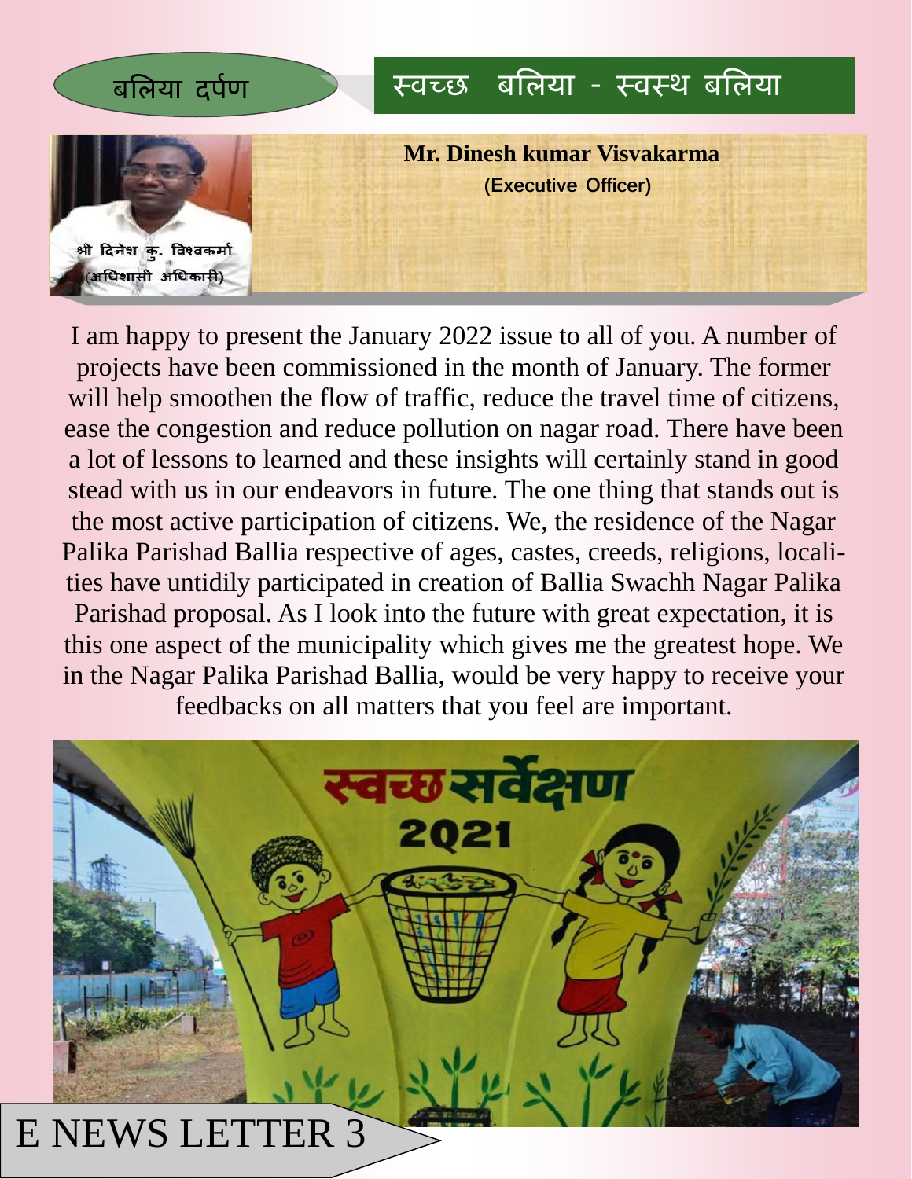बलिया दर्पण

## स्वच्छ बलिया - स्वस्थ बलिया

श्री दिनेश कु. विश्वकर्मा
(अधिशासी अधिकारी)

**Mr. Dinesh kumar Visvakarma**

**(Executive Officer)**

I am happy to present the January 2022 issue to all of you. A number of projects have been commissioned in the month of January. The former will help smoothen the flow of traffic, reduce the travel time of citizens, ease the congestion and reduce pollution on nagar road. There have been a lot of lessons to learned and these insights will certainly stand in good stead with us in our endeavors in future. The one thing that stands out is the most active participation of citizens. We, the residence of the Nagar Palika Parishad Ballia respective of ages, castes, creeds, religions, localities have untidily participated in creation of Ballia Swachh Nagar Palika Parishad proposal. As I look into the future with great expectation, it is this one aspect of the municipality which gives me the greatest hope. We in the Nagar Palika Parishad Ballia, would be very happy to receive your feedbacks on all matters that you feel are important.

स्वच्छ सर्वेक्षण 2021

E NEWS LETTER 3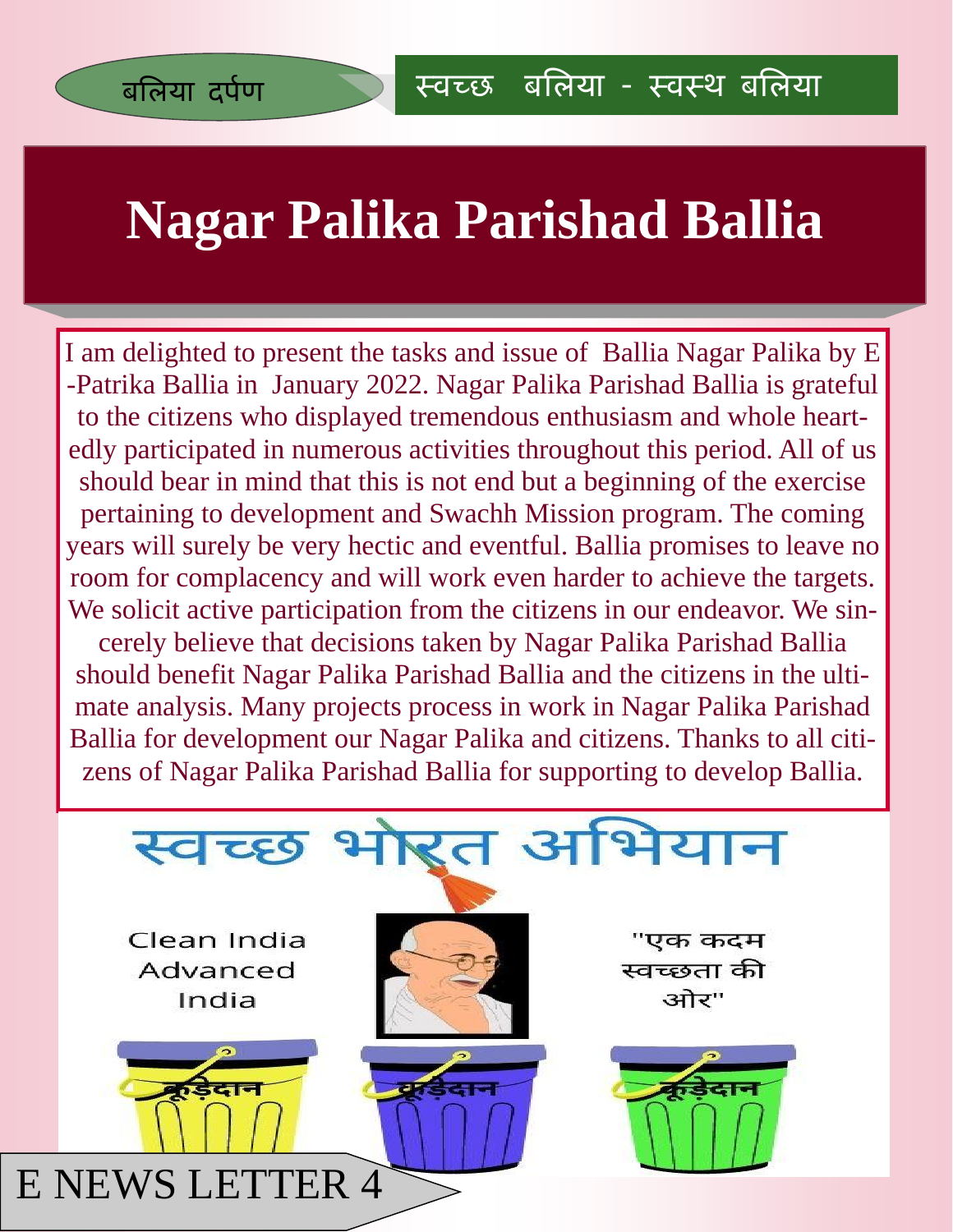बलिया दर्पण

स्वच्छ बलिया - स्वस्थ बलिया

# Nagar Palika Parishad Ballia

I am delighted to present the tasks and issue of Ballia Nagar Palika by E-Patrika Ballia in January 2022. Nagar Palika Parishad Ballia is grateful to the citizens who displayed tremendous enthusiasm and whole heartedly participated in numerous activities throughout this period. All of us should bear in mind that this is not end but a beginning of the exercise pertaining to development and Swachh Mission program. The coming years will surely be very hectic and eventful. Ballia promises to leave no room for complacency and will work even harder to achieve the targets. We solicit active participation from the citizens in our endeavor. We sincerely believe that decisions taken by Nagar Palika Parishad Ballia should benefit Nagar Palika Parishad Ballia and the citizens in the ultimate analysis. Many projects process in work in Nagar Palika Parishad Ballia for development our Nagar Palika and citizens. Thanks to all citizens of Nagar Palika Parishad Ballia for supporting to develop Ballia.

स्वच्छ भारत अभियान

Clean India Advanced India

"एक कदम स्वच्छता की ओर"

कूड़ेदान

कूड़ेदान

कूड़ेदान

E NEWS LETTER 4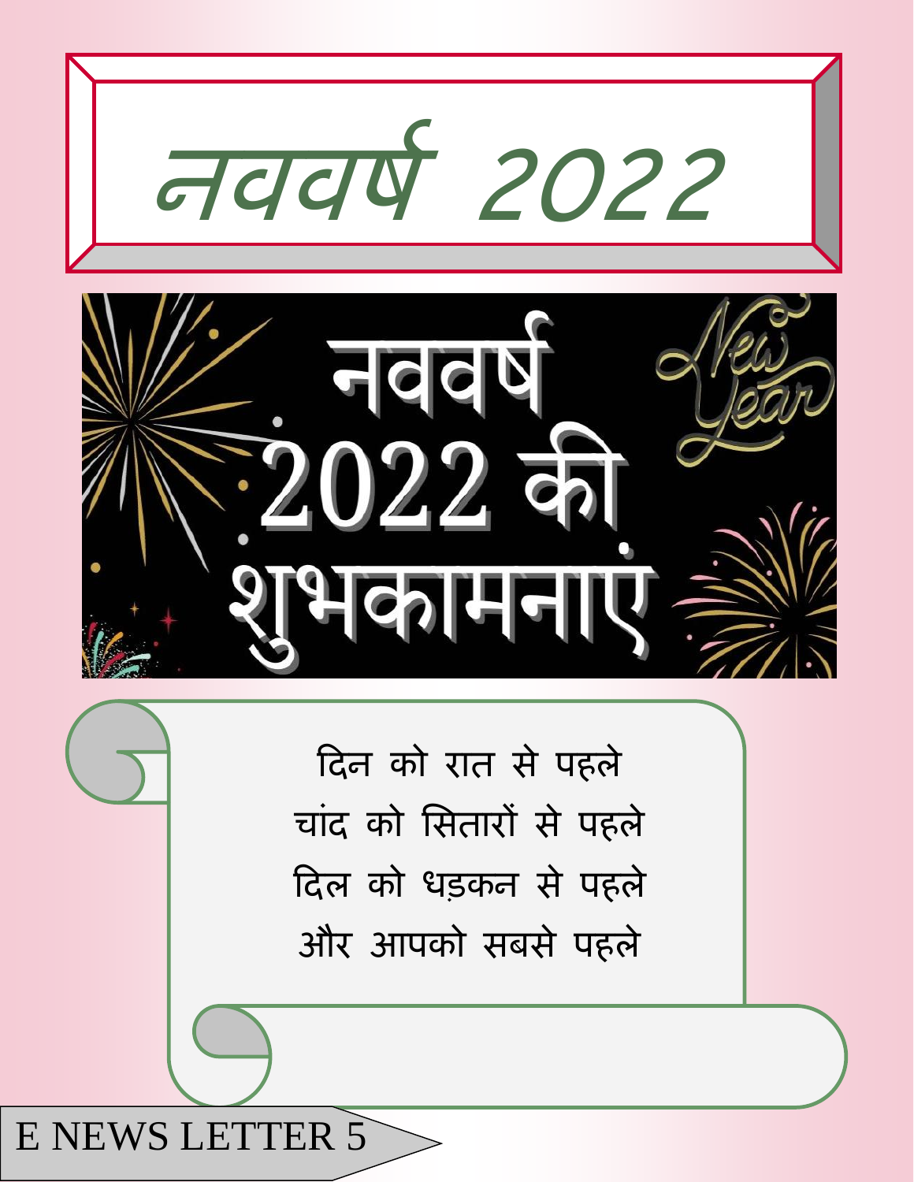# नववर्ष 2022

नववर्ष 2022 की शुभकामनाएं

New Year

दिन को रात से पहले
चांद को सितारों से पहले
दिल को धड़कन से पहले
और आपको सबसे पहले

E NEWS LETTER 5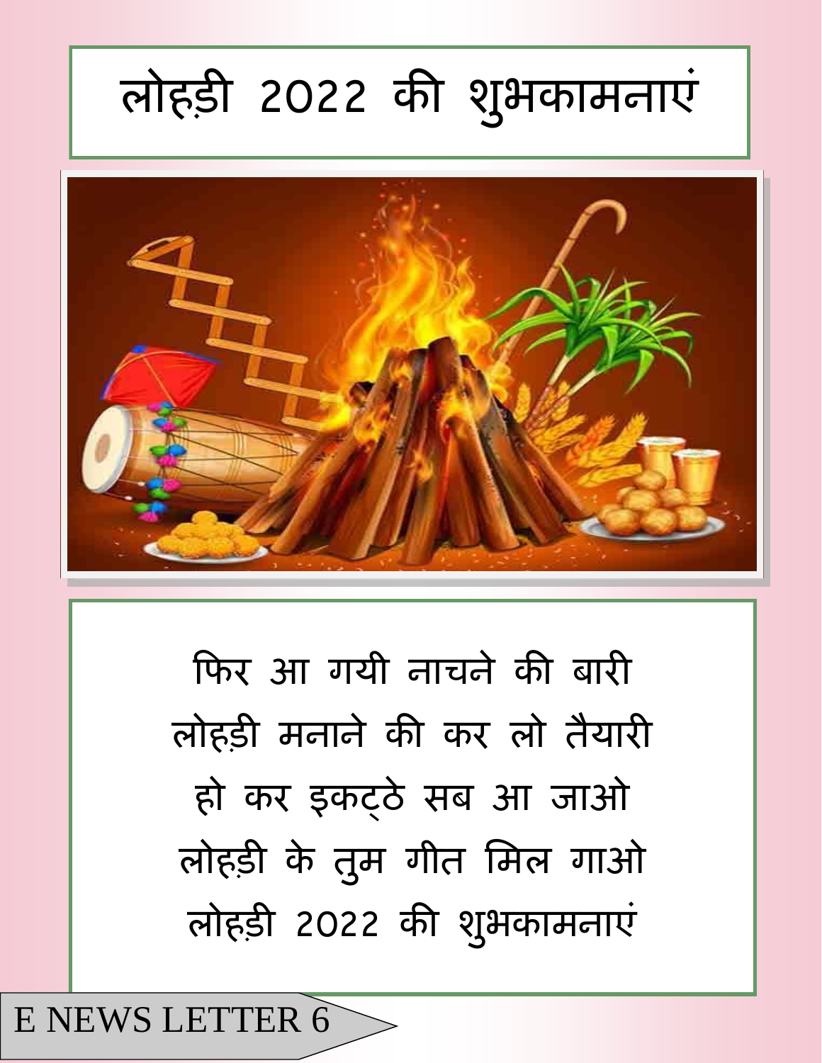# लोहड़ी 2022 की शुभकामनाएं

फिर आ गयी नाचने की बारी
लोहड़ी मनाने की कर लो तैयारी
हो कर इकट्ठे सब आ जाओ
लोहड़ी के तुम गीत मिल गाओ
लोहड़ी 2022 की शुभकामनाएं

E NEWS LETTER 6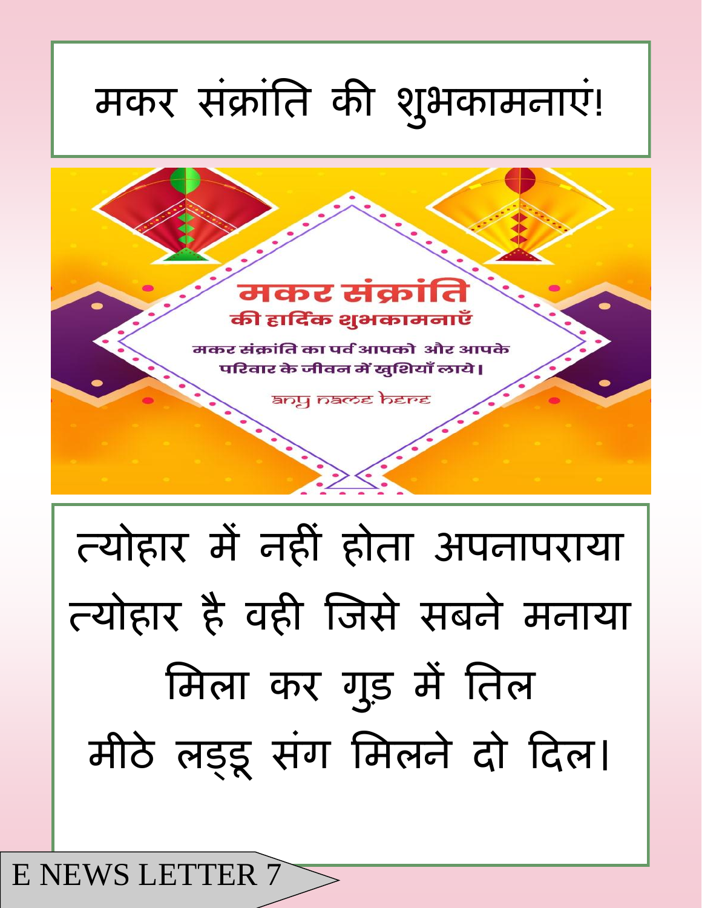# मकर संक्रांति की शुभकामनाएं!

**मकर संक्रांति**

**की हार्दिक शुभकामनाएँ**

मकर संक्रांति का पर्व आपको और आपके परिवार के जीवन में खुशियाँ लाये।

any name here

त्योहार में नहीं होता अपनापराया

त्योहार है वही जिसे सबने मनाया

मिला कर गुड़ में तिल

मीठे लड्डू संग मिलने दो दिल।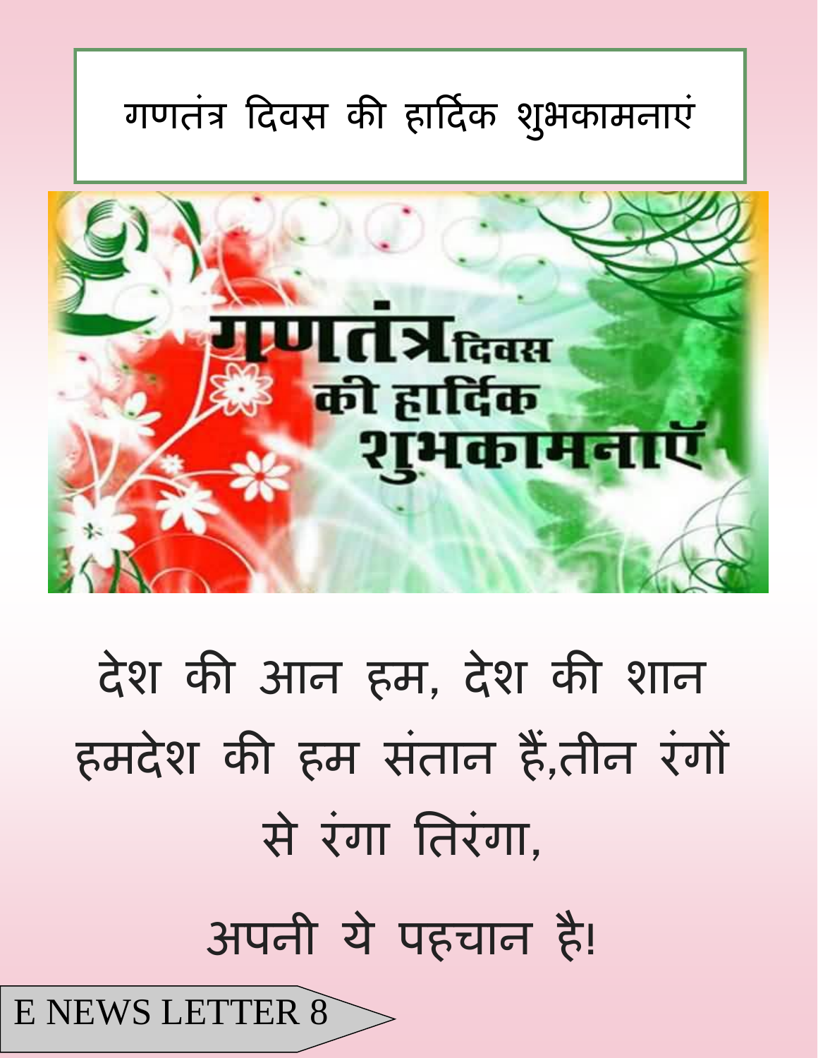# गणतंत्र दिवस की हार्दिक शुभकामनाएं

देश की आन हम, देश की शान हमदेश की हम संतान हैं,तीन रंगों से रंगा तिरंगा,

अपनी ये पहचान है!

E NEWS LETTER 8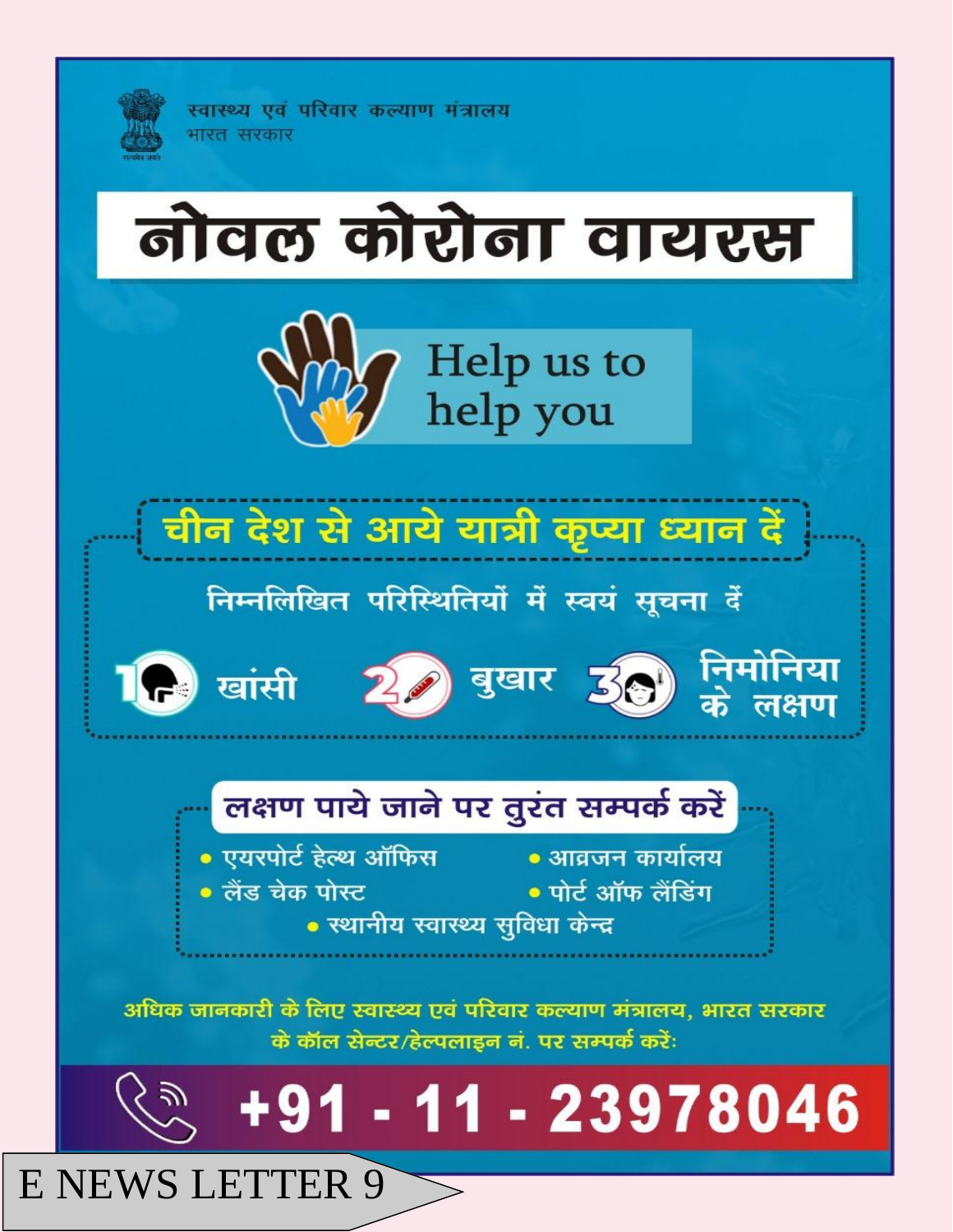स्वास्थ्य एवं परिवार कल्याण मंत्रालय
भारत सरकार

# नोवल कोरोना वायरस

Help us to help you

## चीन देश से आये यात्री कृप्या ध्यान दें

निम्नलिखित परिस्थितियों में स्वयं सूचना दें

1. खांसी
2. बुखार
3. निमोनिया के लक्षण

## लक्षण पाये जाने पर तुरंत सम्पर्क करें

- एयरपोर्ट हेल्थ ऑफिस
- आव्रजन कार्यालय
- लैंड चेक पोस्ट
- पोर्ट ऑफ लैंडिंग
- स्थानीय स्वास्थ्य सुविधा केन्द्र

अधिक जानकारी के लिए स्वास्थ्य एवं परिवार कल्याण मंत्रालय, भारत सरकार के कॉल सेन्टर/हेल्पलाइन नं. पर सम्पर्क करें:

**+91 - 11 - 23978046**

E NEWS LETTER 9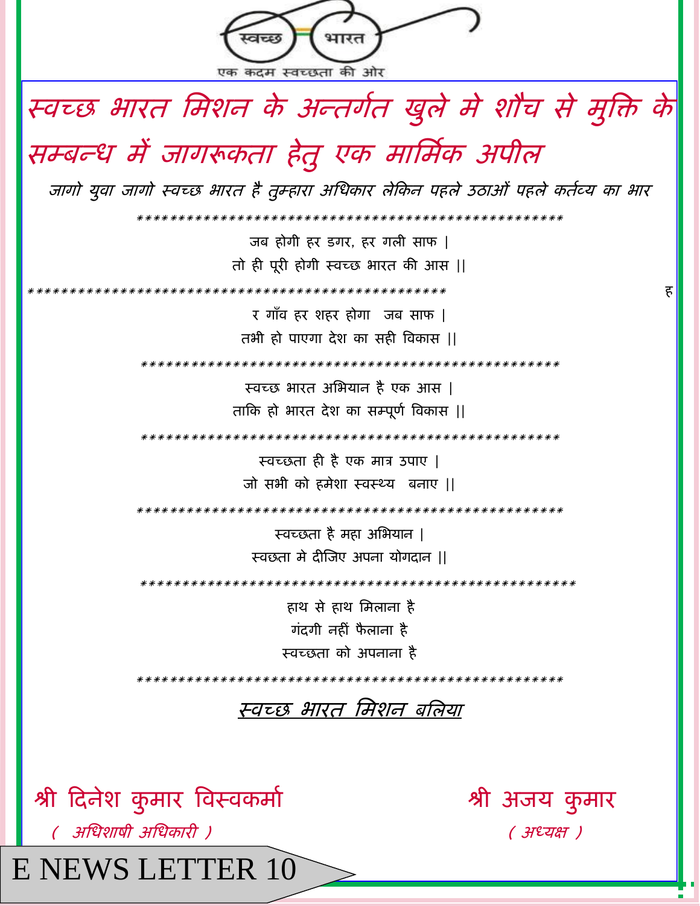स्वच्छ भारत

एक कदम स्वच्छता की ओर

# स्वच्छ भारत मिशन के अन्तर्गत खुले मे शौच से मुक्ति के सम्बन्ध में जागरूकता हेतु एक मार्मिक अपील

*जागो युवा जागो स्वच्छ भारत है तुम्हारा अधिकार लेकिन पहले उठाओं पहले कर्तव्य का भार*

*************************************************

जब होगी हर डगर, हर गली साफ |
तो ही पूरी होगी स्वच्छ भारत की आस ||

************************************************* ह

र गाँव हर शहर होगा जब साफ |
तभी हो पाएगा देश का सही विकास ||

*************************************************

स्वच्छ भारत अभियान है एक आस |
ताकि हो भारत देश का सम्पूर्ण विकास ||

*************************************************

स्वच्छता ही है एक मात्र उपाए |
जो सभी को हमेशा स्वस्थ्य बनाए ||

*************************************************

स्वच्छता है महा अभियान |
स्वछता मे दीजिए अपना योगदान ||

*************************************************

हाथ से हाथ मिलाना है
गंदगी नहीं फैलाना है
स्वच्छता को अपनाना है

*************************************************

*स्वच्छ भारत मिशन बलिया*

**श्री दिनेश कुमार विस्वकर्मा**
*( अधिशाषी अधिकारी )*

**श्री अजय कुमार**
*( अध्यक्ष )*

E NEWS LETTER 10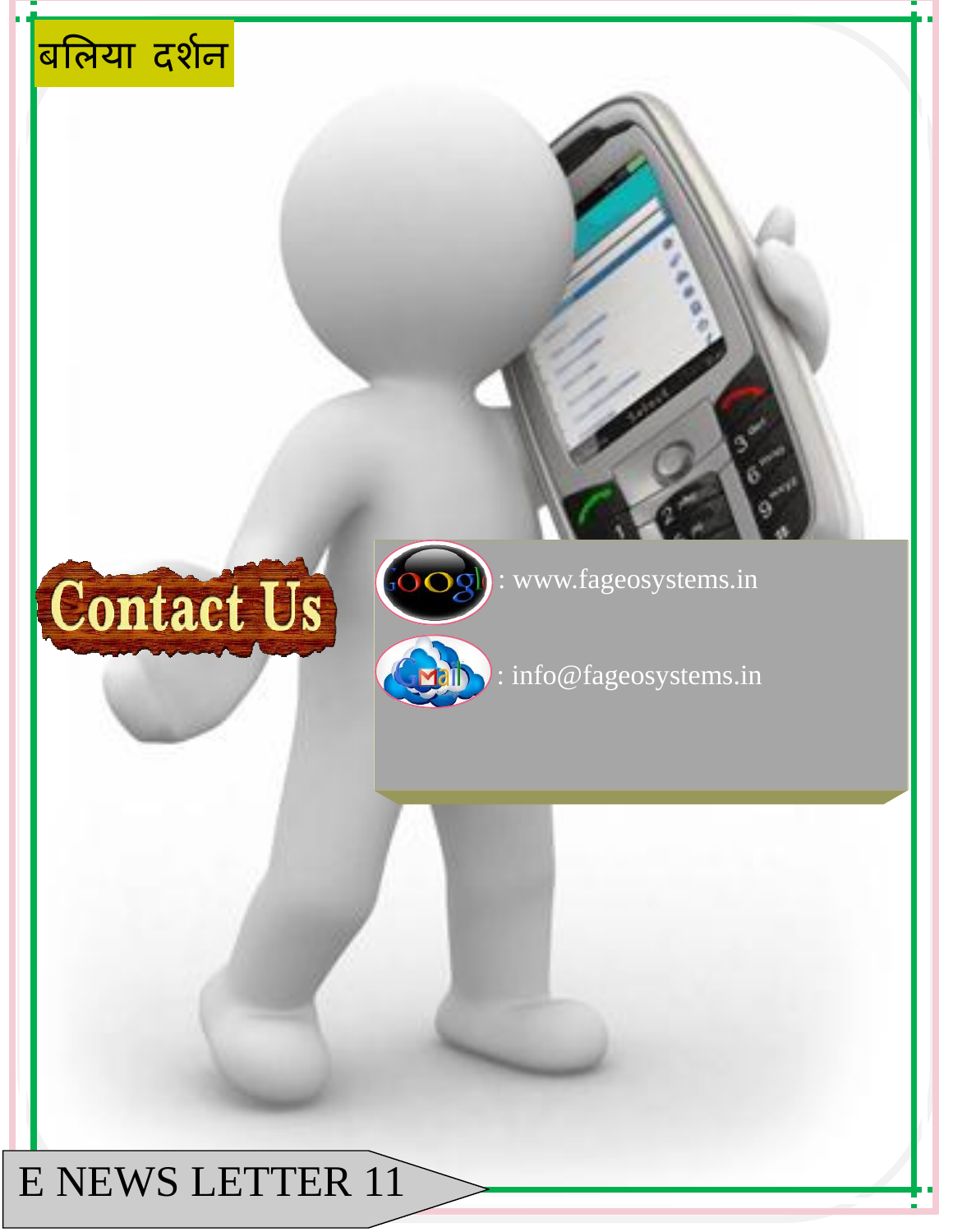बलिया दर्शन

# Contact Us

: www.fageosystems.in

: info@fageosystems.in

E NEWS LETTER 11